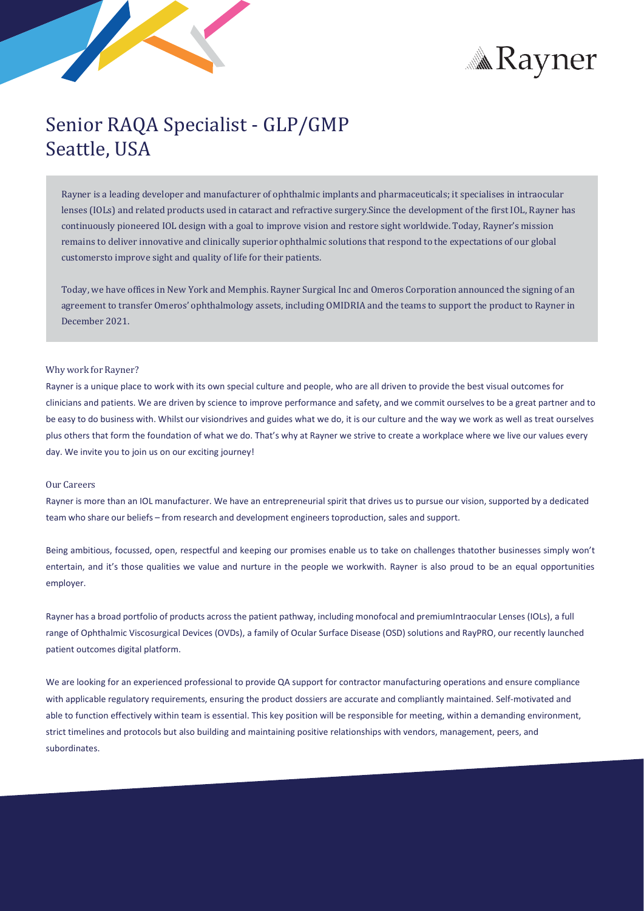# Senior RAQA Specialist - GLP/GMP
# Seattle, USA

Rayner is a leading developer and manufacturer of ophthalmic implants and pharmaceuticals; it specialises in intraocular lenses (IOLs) and related products used in cataract and refractive surgery.Since the development of the first IOL, Rayner has continuously pioneered IOL design with a goal to improve vision and restore sight worldwide. Today, Rayner's mission remains to deliver innovative and clinically superior ophthalmic solutions that respond to the expectations of our global customersto improve sight and quality of life for their patients.

Today, we have offices in New York and Memphis. Rayner Surgical Inc and Omeros Corporation announced the signing of an agreement to transfer Omeros' ophthalmology assets, including OMIDRIA and the teams to support the product to Rayner in December 2021.

### Why work for Rayner?

Rayner is a unique place to work with its own special culture and people, who are all driven to provide the best visual outcomes for clinicians and patients. We are driven by science to improve performance and safety, and we commit ourselves to be a great partner and to be easy to do business with. Whilst our visiondrives and guides what we do, it is our culture and the way we work as well as treat ourselves plus others that form the foundation of what we do. That's why at Rayner we strive to create a workplace where we live our values every day. We invite you to join us on our exciting journey!

### Our Careers

Rayner is more than an IOL manufacturer. We have an entrepreneurial spirit that drives us to pursue our vision, supported by a dedicated team who share our beliefs – from research and development engineers toproduction, sales and support.

Being ambitious, focussed, open, respectful and keeping our promises enable us to take on challenges thatother businesses simply won't entertain, and it's those qualities we value and nurture in the people we workwith. Rayner is also proud to be an equal opportunities employer.

Rayner has a broad portfolio of products across the patient pathway, including monofocal and premiumIntraocular Lenses (IOLs), a full range of Ophthalmic Viscosurgical Devices (OVDs), a family of Ocular Surface Disease (OSD) solutions and RayPRO, our recently launched patient outcomes digital platform.

We are looking for an experienced professional to provide QA support for contractor manufacturing operations and ensure compliance with applicable regulatory requirements, ensuring the product dossiers are accurate and compliantly maintained. Self-motivated and able to function effectively within team is essential. This key position will be responsible for meeting, within a demanding environment, strict timelines and protocols but also building and maintaining positive relationships with vendors, management, peers, and subordinates.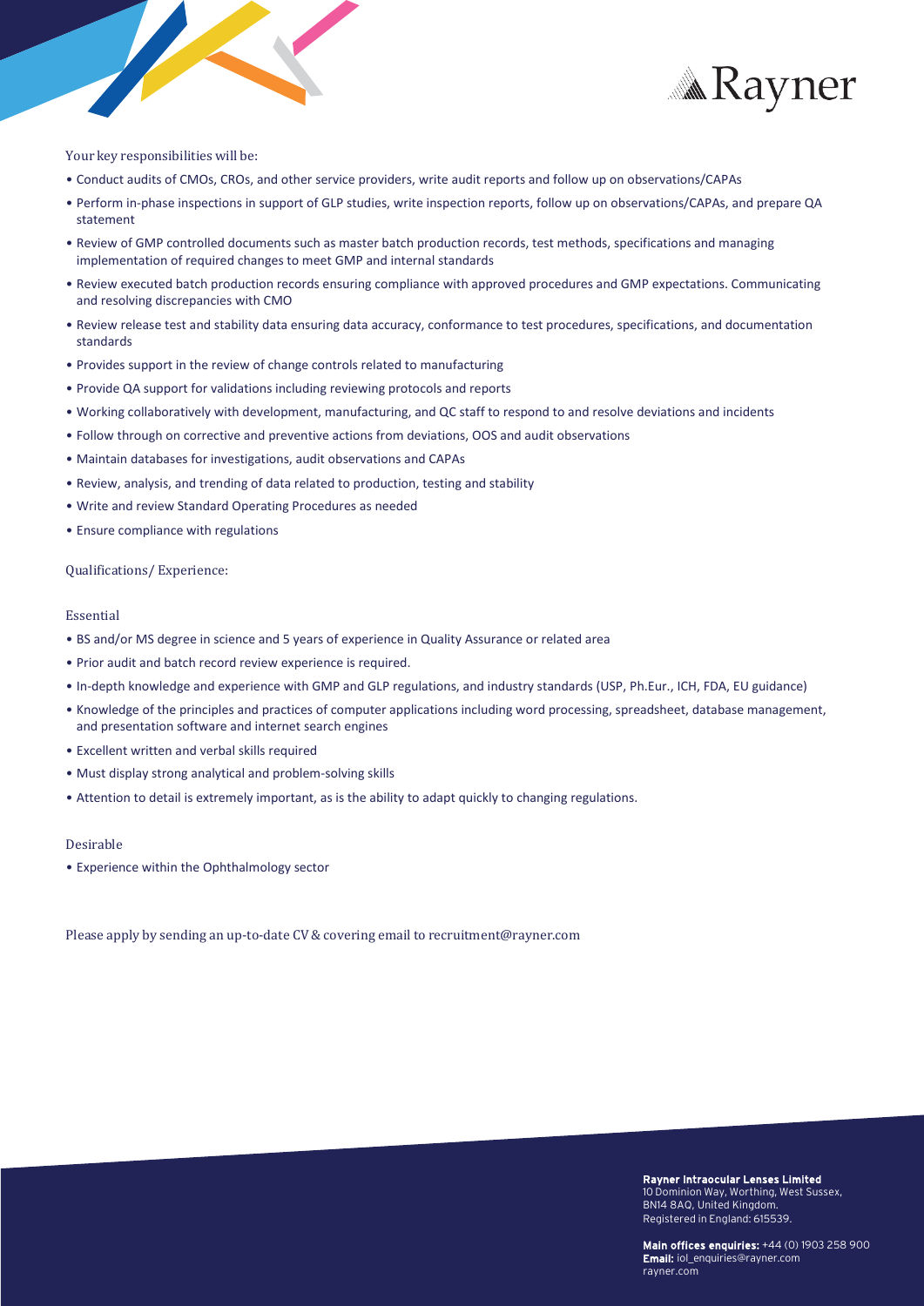Your key responsibilities will be:

- Conduct audits of CMOs, CROs, and other service providers, write audit reports and follow up on observations/CAPAs
- Perform in-phase inspections in support of GLP studies, write inspection reports, follow up on observations/CAPAs, and prepare QA statement
- Review of GMP controlled documents such as master batch production records, test methods, specifications and managing implementation of required changes to meet GMP and internal standards
- Review executed batch production records ensuring compliance with approved procedures and GMP expectations. Communicating and resolving discrepancies with CMO
- Review release test and stability data ensuring data accuracy, conformance to test procedures, specifications, and documentation standards
- Provides support in the review of change controls related to manufacturing
- Provide QA support for validations including reviewing protocols and reports
- Working collaboratively with development, manufacturing, and QC staff to respond to and resolve deviations and incidents
- Follow through on corrective and preventive actions from deviations, OOS and audit observations
- Maintain databases for investigations, audit observations and CAPAs
- Review, analysis, and trending of data related to production, testing and stability
- Write and review Standard Operating Procedures as needed
- Ensure compliance with regulations

Qualifications/ Experience:

Essential

- BS and/or MS degree in science and 5 years of experience in Quality Assurance or related area
- Prior audit and batch record review experience is required.
- In-depth knowledge and experience with GMP and GLP regulations, and industry standards (USP, Ph.Eur., ICH, FDA, EU guidance)
- Knowledge of the principles and practices of computer applications including word processing, spreadsheet, database management, and presentation software and internet search engines
- Excellent written and verbal skills required
- Must display strong analytical and problem-solving skills
- Attention to detail is extremely important, as is the ability to adapt quickly to changing regulations.

Desirable

- Experience within the Ophthalmology sector

Please apply by sending an up-to-date CV & covering email to recruitment@rayner.com

**Rayner Intraocular Lenses Limited**
10 Dominion Way, Worthing, West Sussex, BN14 8AQ, United Kingdom.
Registered in England: 615539.

**Main offices enquiries:** +44 (0) 1903 258 900
**Email:** iol_enquiries@rayner.com
rayner.com